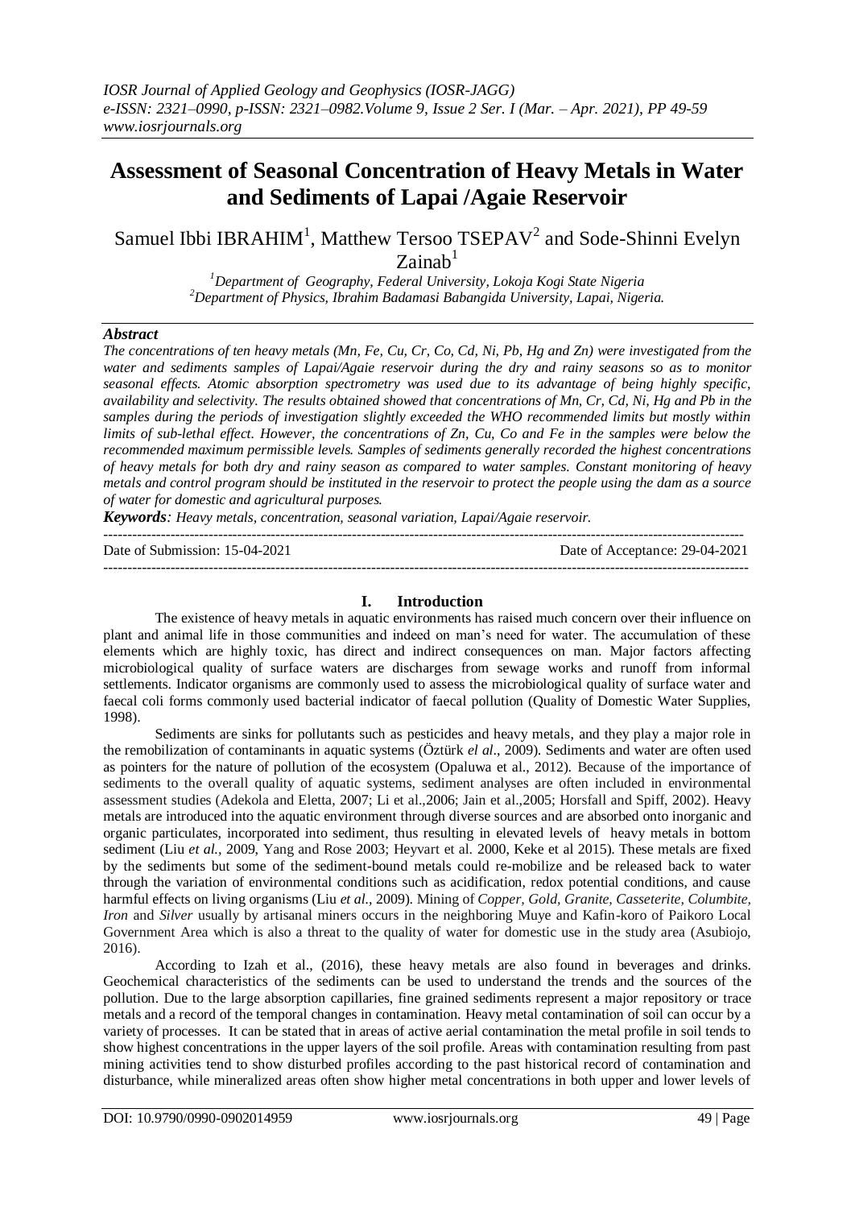# Assessment of Seasonal Concentration of Heavy Metals in Water and Sediments of Lapai /Agaie Reservoir

Samuel Ibbi IBRAHIM[1], Matthew Tersoo TSEPAV[2] and Sode-Shinni Evelyn Zainab[1]

[1]*Department of Geography, Federal University, Lokoja Kogi State Nigeria*
[2]*Department of Physics, Ibrahim Badamasi Babangida University, Lapai, Nigeria.*

### *Abstract*

*The concentrations of ten heavy metals (Mn, Fe, Cu, Cr, Co, Cd, Ni, Pb, Hg and Zn) were investigated from the water and sediments samples of Lapai/Agaie reservoir during the dry and rainy seasons so as to monitor seasonal effects. Atomic absorption spectrometry was used due to its advantage of being highly specific, availability and selectivity. The results obtained showed that concentrations of Mn, Cr, Cd, Ni, Hg and Pb in the samples during the periods of investigation slightly exceeded the WHO recommended limits but mostly within limits of sub-lethal effect. However, the concentrations of Zn, Cu, Co and Fe in the samples were below the recommended maximum permissible levels. Samples of sediments generally recorded the highest concentrations of heavy metals for both dry and rainy season as compared to water samples. Constant monitoring of heavy metals and control program should be instituted in the reservoir to protect the people using the dam as a source of water for domestic and agricultural purposes.*

***Keywords****: Heavy metals, concentration, seasonal variation, Lapai/Agaie reservoir.*

---

Date of Submission: 15-04-2021 Date of Acceptance: 29-04-2021

---

## I. Introduction

The existence of heavy metals in aquatic environments has raised much concern over their influence on plant and animal life in those communities and indeed on man's need for water. The accumulation of these elements which are highly toxic, has direct and indirect consequences on man. Major factors affecting microbiological quality of surface waters are discharges from sewage works and runoff from informal settlements. Indicator organisms are commonly used to assess the microbiological quality of surface water and faecal coli forms commonly used bacterial indicator of faecal pollution (Quality of Domestic Water Supplies, 1998).

Sediments are sinks for pollutants such as pesticides and heavy metals, and they play a major role in the remobilization of contaminants in aquatic systems (Öztürk *el al*., 2009). Sediments and water are often used as pointers for the nature of pollution of the ecosystem (Opaluwa et al., 2012). Because of the importance of sediments to the overall quality of aquatic systems, sediment analyses are often included in environmental assessment studies (Adekola and Eletta, 2007; Li et al.,2006; Jain et al.,2005; Horsfall and Spiff, 2002). Heavy metals are introduced into the aquatic environment through diverse sources and are absorbed onto inorganic and organic particulates, incorporated into sediment, thus resulting in elevated levels of heavy metals in bottom sediment (Liu *et al.*, 2009, Yang and Rose 2003; Heyvart et al. 2000, Keke et al 2015). These metals are fixed by the sediments but some of the sediment-bound metals could re-mobilize and be released back to water through the variation of environmental conditions such as acidification, redox potential conditions, and cause harmful effects on living organisms (Liu *et al.*, 2009). Mining of *Copper, Gold, Granite, Casseterite, Columbite, Iron* and *Silver* usually by artisanal miners occurs in the neighboring Muye and Kafin-koro of Paikoro Local Government Area which is also a threat to the quality of water for domestic use in the study area (Asubiojo, 2016).

According to Izah et al., (2016), these heavy metals are also found in beverages and drinks. Geochemical characteristics of the sediments can be used to understand the trends and the sources of the pollution. Due to the large absorption capillaries, fine grained sediments represent a major repository or trace metals and a record of the temporal changes in contamination. Heavy metal contamination of soil can occur by a variety of processes. It can be stated that in areas of active aerial contamination the metal profile in soil tends to show highest concentrations in the upper layers of the soil profile. Areas with contamination resulting from past mining activities tend to show disturbed profiles according to the past historical record of contamination and disturbance, while mineralized areas often show higher metal concentrations in both upper and lower levels of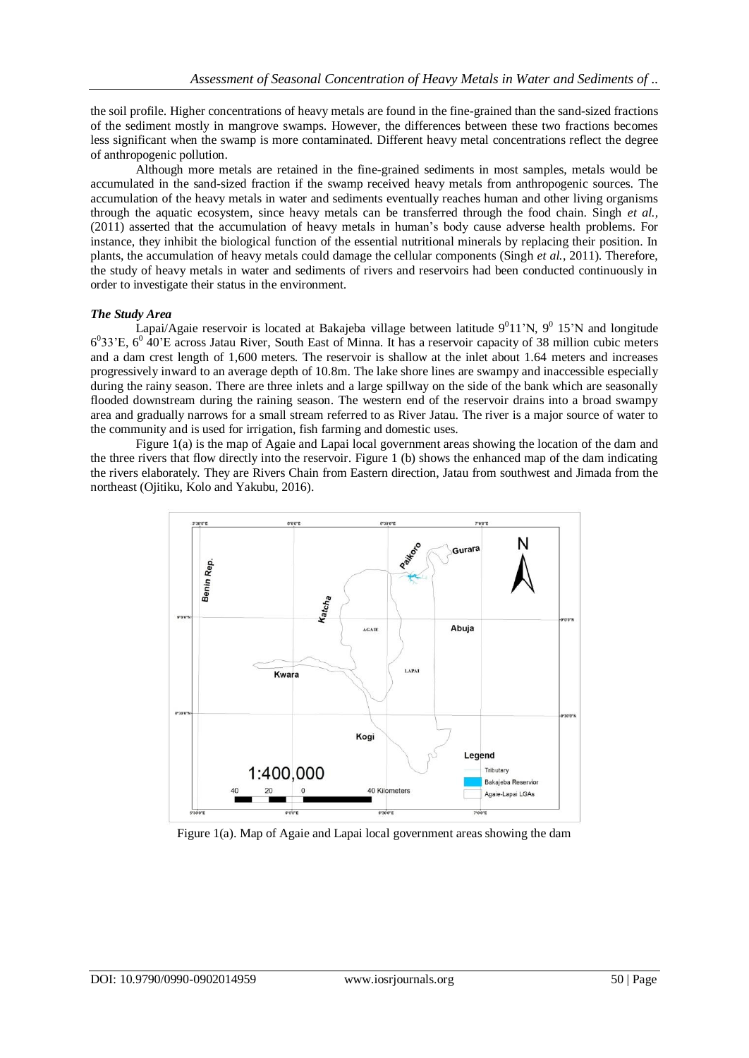the soil profile. Higher concentrations of heavy metals are found in the fine-grained than the sand-sized fractions of the sediment mostly in mangrove swamps. However, the differences between these two fractions becomes less significant when the swamp is more contaminated. Different heavy metal concentrations reflect the degree of anthropogenic pollution.

Although more metals are retained in the fine-grained sediments in most samples, metals would be accumulated in the sand-sized fraction if the swamp received heavy metals from anthropogenic sources. The accumulation of the heavy metals in water and sediments eventually reaches human and other living organisms through the aquatic ecosystem, since heavy metals can be transferred through the food chain. Singh *et al.,* (2011) asserted that the accumulation of heavy metals in human's body cause adverse health problems. For instance, they inhibit the biological function of the essential nutritional minerals by replacing their position. In plants, the accumulation of heavy metals could damage the cellular components (Singh *et al.*, 2011). Therefore, the study of heavy metals in water and sediments of rivers and reservoirs had been conducted continuously in order to investigate their status in the environment.

### *The Study Area*

Lapai/Agaie reservoir is located at Bakajeba village between latitude $9^0$11'N, $9^0$ 15'N and longitude $6^0$33'E, $6^0$ 40'E across Jatau River, South East of Minna. It has a reservoir capacity of 38 million cubic meters and a dam crest length of 1,600 meters. The reservoir is shallow at the inlet about 1.64 meters and increases progressively inward to an average depth of 10.8m. The lake shore lines are swampy and inaccessible especially during the rainy season. There are three inlets and a large spillway on the side of the bank which are seasonally flooded downstream during the raining season. The western end of the reservoir drains into a broad swampy area and gradually narrows for a small stream referred to as River Jatau. The river is a major source of water to the community and is used for irrigation, fish farming and domestic uses.

Figure 1(a) is the map of Agaie and Lapai local government areas showing the location of the dam and the three rivers that flow directly into the reservoir. Figure 1 (b) shows the enhanced map of the dam indicating the rivers elaborately. They are Rivers Chain from Eastern direction, Jatau from southwest and Jimada from the northeast (Ojitiku, Kolo and Yakubu, 2016).

Figure 1(a). Map of Agaie and Lapai local government areas showing the dam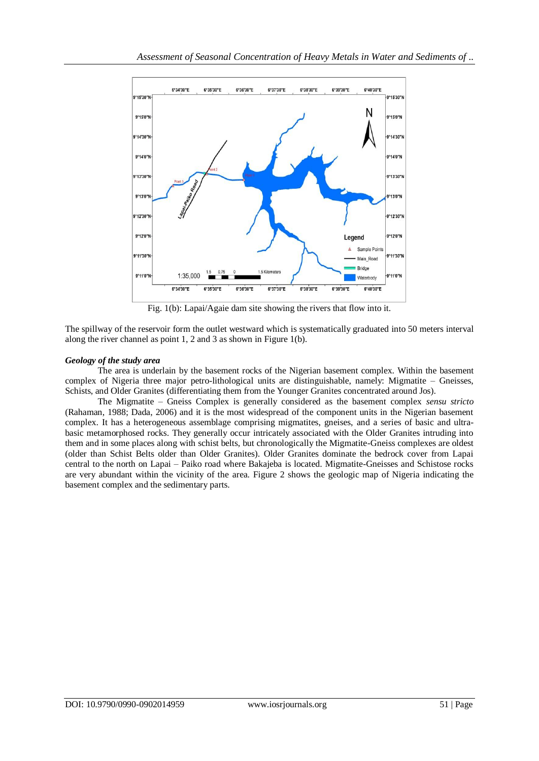Fig. 1(b): Lapai/Agaie dam site showing the rivers that flow into it.

The spillway of the reservoir form the outlet westward which is systematically graduated into 50 meters interval along the river channel as point 1, 2 and 3 as shown in Figure 1(b).

***Geology of the study area***

The area is underlain by the basement rocks of the Nigerian basement complex. Within the basement complex of Nigeria three major petro-lithological units are distinguishable, namely: Migmatite – Gneisses, Schists, and Older Granites (differentiating them from the Younger Granites concentrated around Jos).

The Migmatite – Gneiss Complex is generally considered as the basement complex *sensu stricto* (Rahaman, 1988; Dada, 2006) and it is the most widespread of the component units in the Nigerian basement complex. It has a heterogeneous assemblage comprising migmatites, gneises, and a series of basic and ultra-basic metamorphosed rocks. They generally occur intricately associated with the Older Granites intruding into them and in some places along with schist belts, but chronologically the Migmatite-Gneiss complexes are oldest (older than Schist Belts older than Older Granites). Older Granites dominate the bedrock cover from Lapai central to the north on Lapai – Paiko road where Bakajeba is located. Migmatite-Gneisses and Schistose rocks are very abundant within the vicinity of the area. Figure 2 shows the geologic map of Nigeria indicating the basement complex and the sedimentary parts.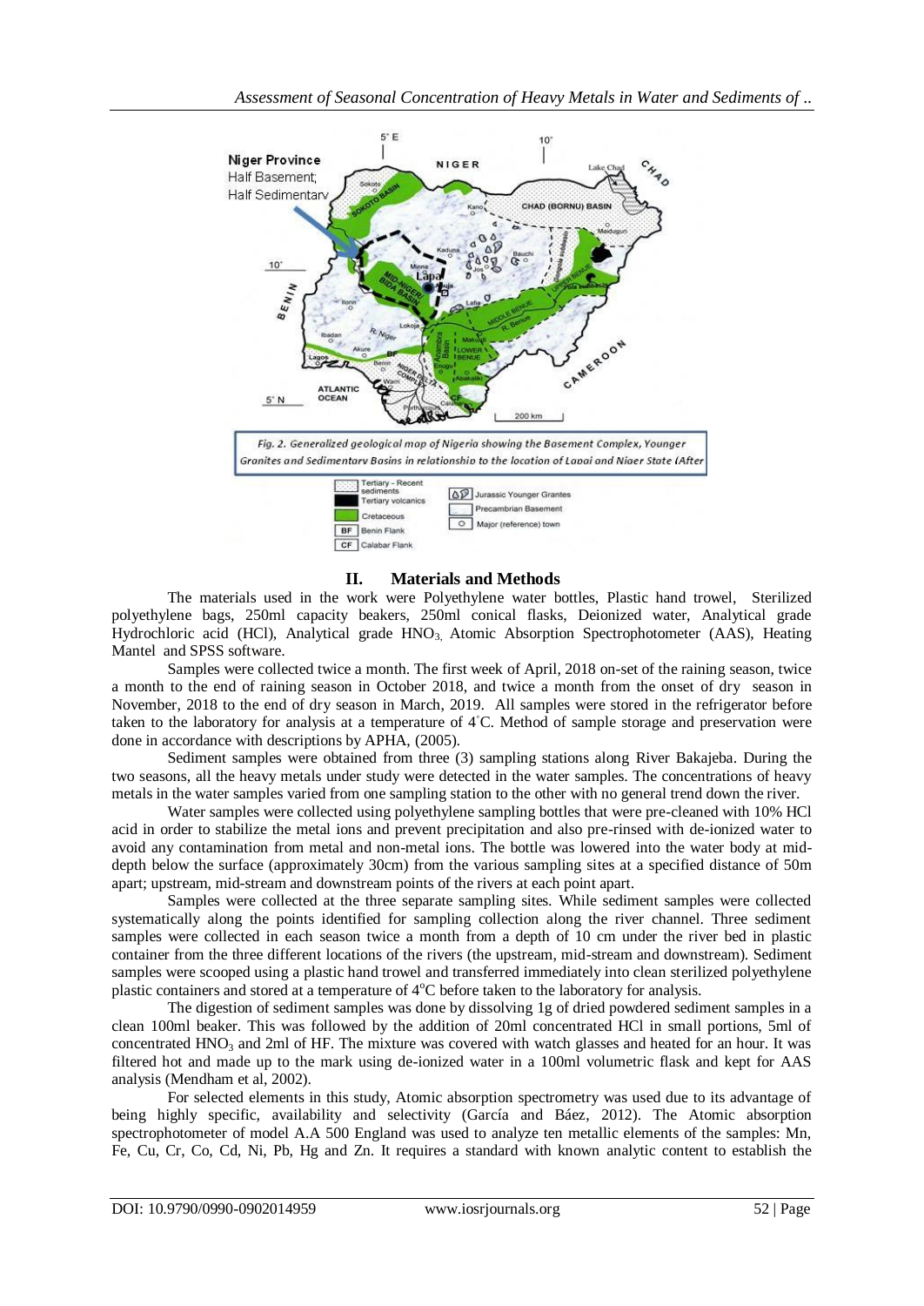Fig. 2. Generalized geological map of Nigeria showing the Basement Complex, Younger Granites and Sedimentary Basins in relationship to the location of Lapai and Niger State (After

## II. Materials and Methods

The materials used in the work were Polyethylene water bottles, Plastic hand trowel, Sterilized polyethylene bags, 250ml capacity beakers, 250ml conical flasks, Deionized water, Analytical grade Hydrochloric acid (HCl), Analytical grade $HNO_3$, Atomic Absorption Spectrophotometer (AAS), Heating Mantel and SPSS software.

Samples were collected twice a month. The first week of April, 2018 on-set of the raining season, twice a month to the end of raining season in October 2018, and twice a month from the onset of dry season in November, 2018 to the end of dry season in March, 2019. All samples were stored in the refrigerator before taken to the laboratory for analysis at a temperature of 4°C. Method of sample storage and preservation were done in accordance with descriptions by APHA, (2005).

Sediment samples were obtained from three (3) sampling stations along River Bakajeba. During the two seasons, all the heavy metals under study were detected in the water samples. The concentrations of heavy metals in the water samples varied from one sampling station to the other with no general trend down the river.

Water samples were collected using polyethylene sampling bottles that were pre-cleaned with 10% HCl acid in order to stabilize the metal ions and prevent precipitation and also pre-rinsed with de-ionized water to avoid any contamination from metal and non-metal ions. The bottle was lowered into the water body at mid-depth below the surface (approximately 30cm) from the various sampling sites at a specified distance of 50m apart; upstream, mid-stream and downstream points of the rivers at each point apart.

Samples were collected at the three separate sampling sites. While sediment samples were collected systematically along the points identified for sampling collection along the river channel. Three sediment samples were collected in each season twice a month from a depth of 10 cm under the river bed in plastic container from the three different locations of the rivers (the upstream, mid-stream and downstream). Sediment samples were scooped using a plastic hand trowel and transferred immediately into clean sterilized polyethylene plastic containers and stored at a temperature of 4°C before taken to the laboratory for analysis.

The digestion of sediment samples was done by dissolving 1g of dried powdered sediment samples in a clean 100ml beaker. This was followed by the addition of 20ml concentrated HCl in small portions, 5ml of concentrated $HNO_3$ and 2ml of HF. The mixture was covered with watch glasses and heated for an hour. It was filtered hot and made up to the mark using de-ionized water in a 100ml volumetric flask and kept for AAS analysis (Mendham et al, 2002).

For selected elements in this study, Atomic absorption spectrometry was used due to its advantage of being highly specific, availability and selectivity (García and Báez, 2012). The Atomic absorption spectrophotometer of model A.A 500 England was used to analyze ten metallic elements of the samples: Mn, Fe, Cu, Cr, Co, Cd, Ni, Pb, Hg and Zn. It requires a standard with known analytic content to establish the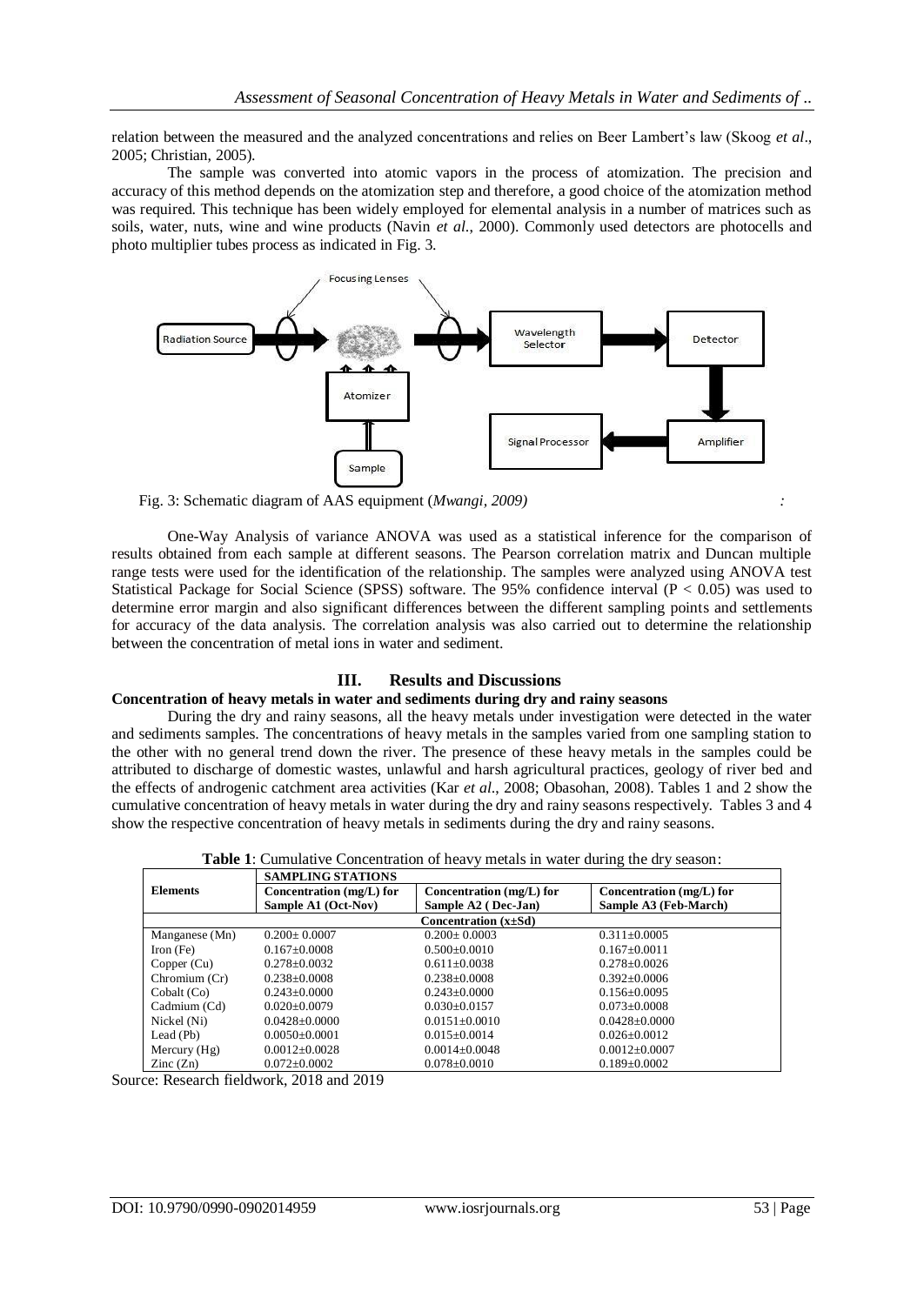relation between the measured and the analyzed concentrations and relies on Beer Lambert's law (Skoog *et al*., 2005; Christian, 2005).

The sample was converted into atomic vapors in the process of atomization. The precision and accuracy of this method depends on the atomization step and therefore, a good choice of the atomization method was required. This technique has been widely employed for elemental analysis in a number of matrices such as soils, water, nuts, wine and wine products (Navin *et al*., 2000). Commonly used detectors are photocells and photo multiplier tubes process as indicated in Fig. 3.

Fig. 3: Schematic diagram of AAS equipment (*Mwangi, 2009)*

One-Way Analysis of variance ANOVA was used as a statistical inference for the comparison of results obtained from each sample at different seasons. The Pearson correlation matrix and Duncan multiple range tests were used for the identification of the relationship. The samples were analyzed using ANOVA test Statistical Package for Social Science (SPSS) software. The 95% confidence interval ($P < 0.05$) was used to determine error margin and also significant differences between the different sampling points and settlements for accuracy of the data analysis. The correlation analysis was also carried out to determine the relationship between the concentration of metal ions in water and sediment.

## III. Results and Discussions

### Concentration of heavy metals in water and sediments during dry and rainy seasons

During the dry and rainy seasons, all the heavy metals under investigation were detected in the water and sediments samples. The concentrations of heavy metals in the samples varied from one sampling station to the other with no general trend down the river. The presence of these heavy metals in the samples could be attributed to discharge of domestic wastes, unlawful and harsh agricultural practices, geology of river bed and the effects of androgenic catchment area activities (Kar *et al*., 2008; Obasohan, 2008). Tables 1 and 2 show the cumulative concentration of heavy metals in water during the dry and rainy seasons respectively. Tables 3 and 4 show the respective concentration of heavy metals in sediments during the dry and rainy seasons.

**Table 1**: Cumulative Concentration of heavy metals in water during the dry season:

| Elements | SAMPLING STATIONS | | |
|---|---|---|---|
| | Concentration (mg/L) for Sample A1 (Oct-Nov) | Concentration (mg/L) for Sample A2 ( Dec-Jan) | Concentration (mg/L) for Sample A3 (Feb-March) |
| | Concentration (x±Sd) | | |
| Manganese (Mn) | 0.200± 0.0007 | 0.200± 0.0003 | 0.311±0.0005 |
| Iron (Fe) | 0.167±0.0008 | 0.500±0.0010 | 0.167±0.0011 |
| Copper (Cu) | 0.278±0.0032 | 0.611±0.0038 | 0.278±0.0026 |
| Chromium (Cr) | 0.238±0.0008 | 0.238±0.0008 | 0.392±0.0006 |
| Cobalt (Co) | 0.243±0.0000 | 0.243±0.0000 | 0.156±0.0095 |
| Cadmium (Cd) | 0.020±0.0079 | 0.030±0.0157 | 0.073±0.0008 |
| Nickel (Ni) | 0.0428±0.0000 | 0.0151±0.0010 | 0.0428±0.0000 |
| Lead (Pb) | 0.0050±0.0001 | 0.015±0.0014 | 0.026±0.0012 |
| Mercury (Hg) | 0.0012±0.0028 | 0.0014±0.0048 | 0.0012±0.0007 |
| Zinc (Zn) | 0.072±0.0002 | 0.078±0.0010 | 0.189±0.0002 |

Source: Research fieldwork, 2018 and 2019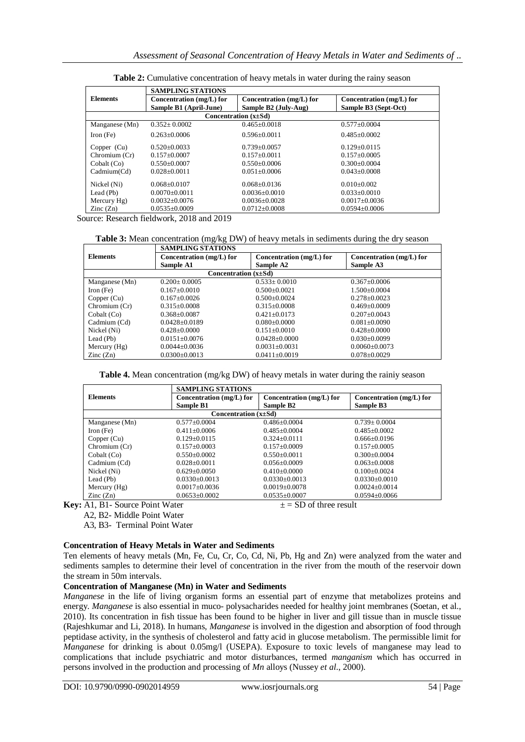**Table 2:** Cumulative concentration of heavy metals in water during the rainy season

| Elements | SAMPLING STATIONS | | |
|---|---|---|---|
| | Concentration (mg/L) for Sample B1 (April-June) | Concentration (mg/L) for Sample B2 (July-Aug) | Concentration (mg/L) for Sample B3 (Sept-Oct) |
| | Concentration (x±Sd) | | |
| Manganese (Mn) | 0.352± 0.0002 | 0.465±0.0018 | 0.577±0.0004 |
| Iron (Fe) | 0.263±0.0006 | 0.596±0.0011 | 0.485±0.0002 |
| Copper (Cu) | 0.520±0.0033 | 0.739±0.0057 | 0.129±0.0115 |
| Chromium (Cr) | 0.157±0.0007 | 0.157±0.0011 | 0.157±0.0005 |
| Cobalt (Co) | 0.550±0.0007 | 0.550±0.0006 | 0.300±0.0004 |
| Cadmium(Cd) | 0.028±0.0011 | 0.051±0.0006 | 0.043±0.0008 |
| Nickel (Ni) | 0.068±0.0107 | 0.068±0.0136 | 0.010±0.002 |
| Lead (Pb) | 0.0070±0.0011 | 0.0036±0.0010 | 0.033±0.0010 |
| Mercury Hg) | 0.0032±0.0076 | 0.0036±0.0028 | 0.0017±0.0036 |
| Zinc (Zn) | 0.0535±0.0009 | 0.0712±0.0008 | 0.0594±0.0006 |

Source: Research fieldwork, 2018 and 2019

**Table 3:** Mean concentration (mg/kg DW) of heavy metals in sediments during the dry season

| Elements | SAMPLING STATIONS | | |
|---|---|---|---|
| | Concentration (mg/L) for Sample A1 | Concentration (mg/L) for Sample A2 | Concentration (mg/L) for Sample A3 |
| | Concentration (x±Sd) | | |
| Manganese (Mn) | 0.200± 0.0005 | 0.533± 0.0010 | 0.367±0.0006 |
| Iron (Fe) | 0.167±0.0010 | 0.500±0.0021 | 1.500±0.0004 |
| Copper (Cu) | 0.167±0.0026 | 0.500±0.0024 | 0.278±0.0023 |
| Chromium (Cr) | 0.315±0.0008 | 0.315±0.0008 | 0.469±0.0009 |
| Cobalt (Co) | 0.368±0.0087 | 0.421±0.0173 | 0.207±0.0043 |
| Cadmium (Cd) | 0.0428±0.0189 | 0.080±0.0000 | 0.081±0.0090 |
| Nickel (Ni) | 0.428±0.0000 | 0.151±0.0010 | 0.428±0.0000 |
| Lead (Pb) | 0.0151±0.0076 | 0.0428±0.0000 | 0.030±0.0099 |
| Mercury (Hg) | 0.0044±0.0036 | 0.0031±0.0031 | 0.0060±0.0073 |
| Zinc (Zn) | 0.0300±0.0013 | 0.0411±0.0019 | 0.078±0.0029 |

**Table 4.** Mean concentration (mg/kg DW) of heavy metals in water during the rainiy season

| Elements | SAMPLING STATIONS | | |
|---|---|---|---|
| | Concentration (mg/L) for Sample B1 | Concentration (mg/L) for Sample B2 | Concentration (mg/L) for Sample B3 |
| | Concentration (x±Sd) | | |
| Manganese (Mn) | 0.577±0.0004 | 0.486±0.0004 | 0.739± 0.0004 |
| Iron (Fe) | 0.411±0.0006 | 0.485±0.0004 | 0.485±0.0002 |
| Copper (Cu) | 0.129±0.0115 | 0.324±0.0111 | 0.666±0.0196 |
| Chromium (Cr) | 0.157±0.0003 | 0.157±0.0009 | 0.157±0.0005 |
| Cobalt (Co) | 0.550±0.0002 | 0.550±0.0011 | 0.300±0.0004 |
| Cadmium (Cd) | 0.028±0.0011 | 0.056±0.0009 | 0.063±0.0008 |
| Nickel (Ni) | 0.629±0.0050 | 0.410±0.0000 | 0.100±0.0024 |
| Lead (Pb) | 0.0330±0.0013 | 0.0330±0.0013 | 0.0330±0.0010 |
| Mercury (Hg) | 0.0017±0.0036 | 0.0019±0.0078 | 0.0024±0.0014 |
| Zinc (Zn) | 0.0653±0.0002 | 0.0535±0.0007 | 0.0594±0.0066 |

**Key:** A1, B1- Source Point Water     ± = SD of three result

A2, B2- Middle Point Water

A3, B3- Terminal Point Water

### Concentration of Heavy Metals in Water and Sediments

Ten elements of heavy metals (Mn, Fe, Cu, Cr, Co, Cd, Ni, Pb, Hg and Zn) were analyzed from the water and sediments samples to determine their level of concentration in the river from the mouth of the reservoir down the stream in 50m intervals.

### Concentration of Manganese (Mn) in Water and Sediments

*Manganese* in the life of living organism forms an essential part of enzyme that metabolizes proteins and energy. *Manganese* is also essential in muco- polysacharides needed for healthy joint membranes (Soetan, et al., 2010). Its concentration in fish tissue has been found to be higher in liver and gill tissue than in muscle tissue (Rajeshkumar and Li, 2018). In humans, *Manganese* is involved in the digestion and absorption of food through peptidase activity, in the synthesis of cholesterol and fatty acid in glucose metabolism. The permissible limit for *Manganese* for drinking is about 0.05mg/l (USEPA). Exposure to toxic levels of manganese may lead to complications that include psychiatric and motor disturbances, termed *manganism* which has occurred in persons involved in the production and processing of *Mn* alloys (Nussey *et al*., 2000).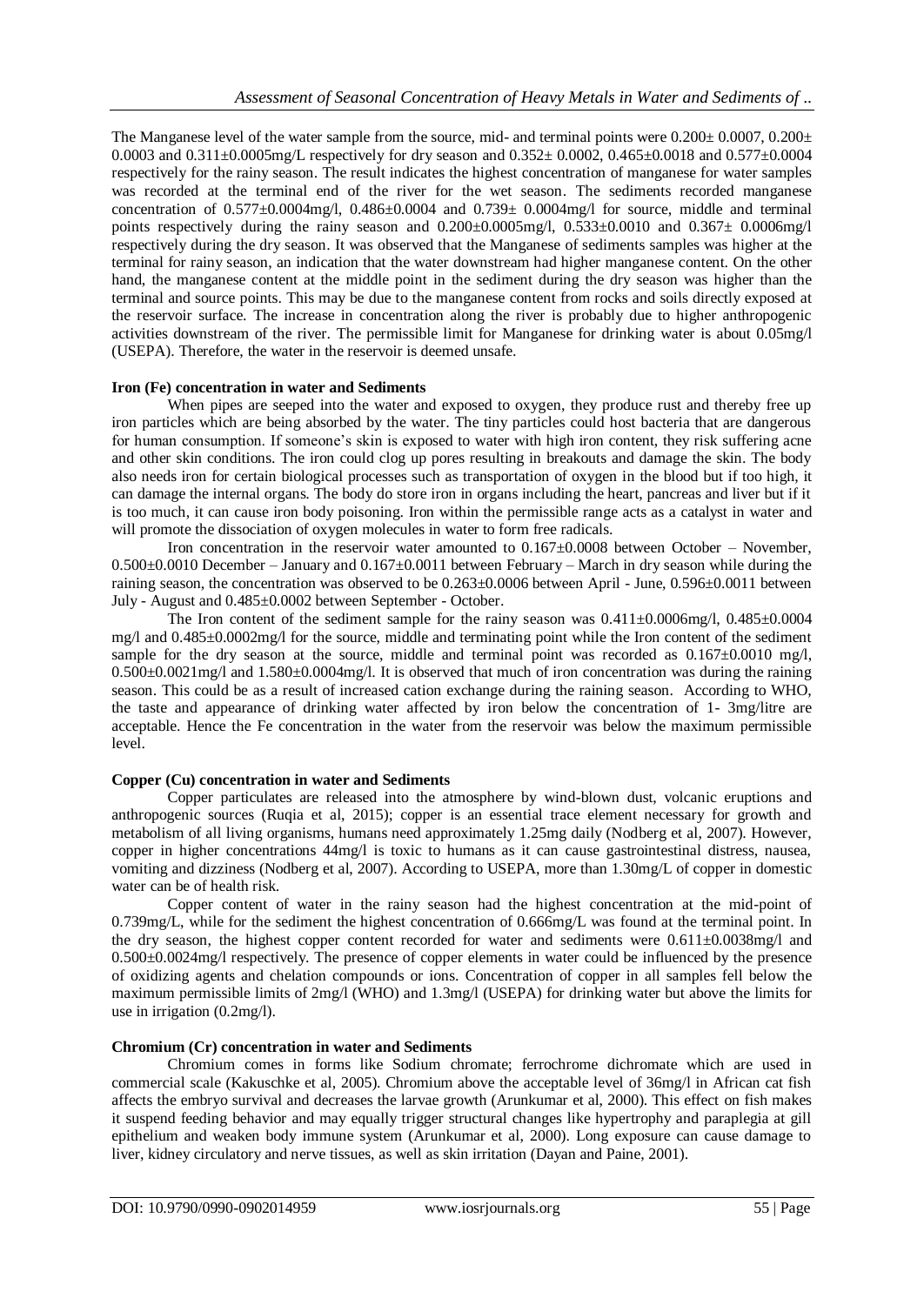The Manganese level of the water sample from the source, mid- and terminal points were 0.200± 0.0007, 0.200± 0.0003 and 0.311±0.0005mg/L respectively for dry season and 0.352± 0.0002, 0.465±0.0018 and 0.577±0.0004 respectively for the rainy season. The result indicates the highest concentration of manganese for water samples was recorded at the terminal end of the river for the wet season. The sediments recorded manganese concentration of 0.577±0.0004mg/l, 0.486±0.0004 and 0.739± 0.0004mg/l for source, middle and terminal points respectively during the rainy season and 0.200±0.0005mg/l, 0.533±0.0010 and 0.367± 0.0006mg/l respectively during the dry season. It was observed that the Manganese of sediments samples was higher at the terminal for rainy season, an indication that the water downstream had higher manganese content. On the other hand, the manganese content at the middle point in the sediment during the dry season was higher than the terminal and source points. This may be due to the manganese content from rocks and soils directly exposed at the reservoir surface. The increase in concentration along the river is probably due to higher anthropogenic activities downstream of the river. The permissible limit for Manganese for drinking water is about 0.05mg/l (USEPA). Therefore, the water in the reservoir is deemed unsafe.

**Iron (Fe) concentration in water and Sediments**

When pipes are seeped into the water and exposed to oxygen, they produce rust and thereby free up iron particles which are being absorbed by the water. The tiny particles could host bacteria that are dangerous for human consumption. If someone's skin is exposed to water with high iron content, they risk suffering acne and other skin conditions. The iron could clog up pores resulting in breakouts and damage the skin. The body also needs iron for certain biological processes such as transportation of oxygen in the blood but if too high, it can damage the internal organs. The body do store iron in organs including the heart, pancreas and liver but if it is too much, it can cause iron body poisoning. Iron within the permissible range acts as a catalyst in water and will promote the dissociation of oxygen molecules in water to form free radicals.

Iron concentration in the reservoir water amounted to 0.167±0.0008 between October – November, 0.500±0.0010 December – January and 0.167±0.0011 between February – March in dry season while during the raining season, the concentration was observed to be 0.263±0.0006 between April - June, 0.596±0.0011 between July - August and 0.485±0.0002 between September - October.

The Iron content of the sediment sample for the rainy season was 0.411±0.0006mg/l, 0.485±0.0004 mg/l and 0.485±0.0002mg/l for the source, middle and terminating point while the Iron content of the sediment sample for the dry season at the source, middle and terminal point was recorded as 0.167±0.0010 mg/l, 0.500±0.0021mg/l and 1.580±0.0004mg/l. It is observed that much of iron concentration was during the raining season. This could be as a result of increased cation exchange during the raining season. According to WHO, the taste and appearance of drinking water affected by iron below the concentration of 1- 3mg/litre are acceptable. Hence the Fe concentration in the water from the reservoir was below the maximum permissible level.

**Copper (Cu) concentration in water and Sediments**

Copper particulates are released into the atmosphere by wind-blown dust, volcanic eruptions and anthropogenic sources (Ruqia et al, 2015); copper is an essential trace element necessary for growth and metabolism of all living organisms, humans need approximately 1.25mg daily (Nodberg et al, 2007). However, copper in higher concentrations 44mg/l is toxic to humans as it can cause gastrointestinal distress, nausea, vomiting and dizziness (Nodberg et al, 2007). According to USEPA, more than 1.30mg/L of copper in domestic water can be of health risk.

Copper content of water in the rainy season had the highest concentration at the mid-point of 0.739mg/L, while for the sediment the highest concentration of 0.666mg/L was found at the terminal point. In the dry season, the highest copper content recorded for water and sediments were 0.611±0.0038mg/l and 0.500±0.0024mg/l respectively. The presence of copper elements in water could be influenced by the presence of oxidizing agents and chelation compounds or ions. Concentration of copper in all samples fell below the maximum permissible limits of 2mg/l (WHO) and 1.3mg/l (USEPA) for drinking water but above the limits for use in irrigation (0.2mg/l).

**Chromium (Cr) concentration in water and Sediments**

Chromium comes in forms like Sodium chromate; ferrochrome dichromate which are used in commercial scale (Kakuschke et al, 2005). Chromium above the acceptable level of 36mg/l in African cat fish affects the embryo survival and decreases the larvae growth (Arunkumar et al, 2000). This effect on fish makes it suspend feeding behavior and may equally trigger structural changes like hypertrophy and paraplegia at gill epithelium and weaken body immune system (Arunkumar et al, 2000). Long exposure can cause damage to liver, kidney circulatory and nerve tissues, as well as skin irritation (Dayan and Paine, 2001).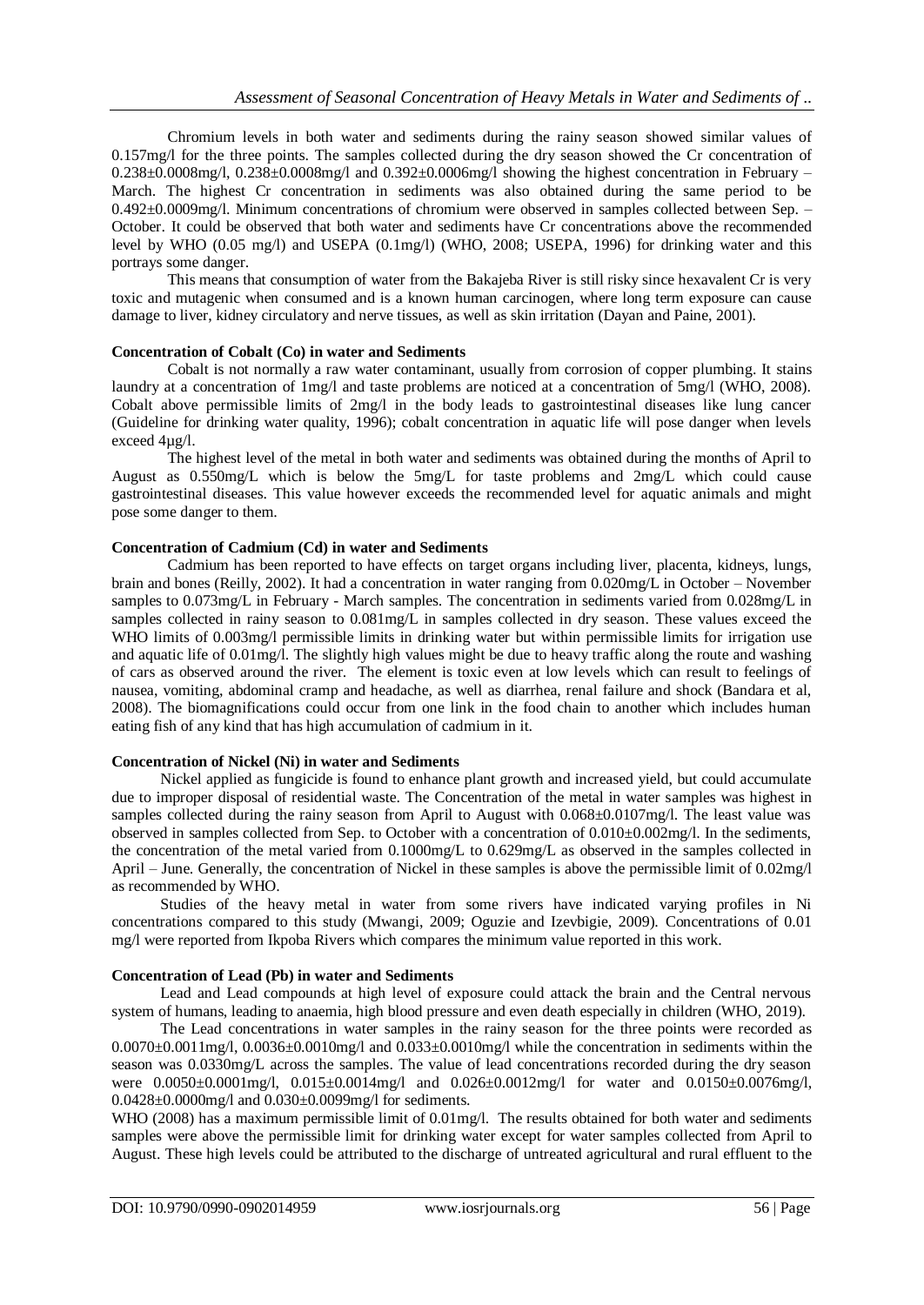Chromium levels in both water and sediments during the rainy season showed similar values of 0.157mg/l for the three points. The samples collected during the dry season showed the Cr concentration of 0.238±0.0008mg/l, 0.238±0.0008mg/l and 0.392±0.0006mg/l showing the highest concentration in February – March. The highest Cr concentration in sediments was also obtained during the same period to be 0.492±0.0009mg/l. Minimum concentrations of chromium were observed in samples collected between Sep. – October. It could be observed that both water and sediments have Cr concentrations above the recommended level by WHO (0.05 mg/l) and USEPA (0.1mg/l) (WHO, 2008; USEPA, 1996) for drinking water and this portrays some danger.

This means that consumption of water from the Bakajeba River is still risky since hexavalent Cr is very toxic and mutagenic when consumed and is a known human carcinogen, where long term exposure can cause damage to liver, kidney circulatory and nerve tissues, as well as skin irritation (Dayan and Paine, 2001).

**Concentration of Cobalt (Co) in water and Sediments**

Cobalt is not normally a raw water contaminant, usually from corrosion of copper plumbing. It stains laundry at a concentration of 1mg/l and taste problems are noticed at a concentration of 5mg/l (WHO, 2008). Cobalt above permissible limits of 2mg/l in the body leads to gastrointestinal diseases like lung cancer (Guideline for drinking water quality, 1996); cobalt concentration in aquatic life will pose danger when levels exceed 4µg/l.

The highest level of the metal in both water and sediments was obtained during the months of April to August as 0.550mg/L which is below the 5mg/L for taste problems and 2mg/L which could cause gastrointestinal diseases. This value however exceeds the recommended level for aquatic animals and might pose some danger to them.

**Concentration of Cadmium (Cd) in water and Sediments**

Cadmium has been reported to have effects on target organs including liver, placenta, kidneys, lungs, brain and bones (Reilly, 2002). It had a concentration in water ranging from 0.020mg/L in October – November samples to 0.073mg/L in February - March samples. The concentration in sediments varied from 0.028mg/L in samples collected in rainy season to 0.081mg/L in samples collected in dry season. These values exceed the WHO limits of 0.003mg/l permissible limits in drinking water but within permissible limits for irrigation use and aquatic life of 0.01mg/l. The slightly high values might be due to heavy traffic along the route and washing of cars as observed around the river. The element is toxic even at low levels which can result to feelings of nausea, vomiting, abdominal cramp and headache, as well as diarrhea, renal failure and shock (Bandara et al, 2008). The biomagnifications could occur from one link in the food chain to another which includes human eating fish of any kind that has high accumulation of cadmium in it.

**Concentration of Nickel (Ni) in water and Sediments**

Nickel applied as fungicide is found to enhance plant growth and increased yield, but could accumulate due to improper disposal of residential waste. The Concentration of the metal in water samples was highest in samples collected during the rainy season from April to August with 0.068±0.0107mg/l. The least value was observed in samples collected from Sep. to October with a concentration of 0.010±0.002mg/l. In the sediments, the concentration of the metal varied from 0.1000mg/L to 0.629mg/L as observed in the samples collected in April – June. Generally, the concentration of Nickel in these samples is above the permissible limit of 0.02mg/l as recommended by WHO.

Studies of the heavy metal in water from some rivers have indicated varying profiles in Ni concentrations compared to this study (Mwangi, 2009; Oguzie and Izevbigie, 2009). Concentrations of 0.01 mg/l were reported from Ikpoba Rivers which compares the minimum value reported in this work.

**Concentration of Lead (Pb) in water and Sediments**

Lead and Lead compounds at high level of exposure could attack the brain and the Central nervous system of humans, leading to anaemia, high blood pressure and even death especially in children (WHO, 2019).

The Lead concentrations in water samples in the rainy season for the three points were recorded as 0.0070±0.0011mg/l, 0.0036±0.0010mg/l and 0.033±0.0010mg/l while the concentration in sediments within the season was 0.0330mg/L across the samples. The value of lead concentrations recorded during the dry season were 0.0050±0.0001mg/l, 0.015±0.0014mg/l and 0.026±0.0012mg/l for water and 0.0150±0.0076mg/l, 0.0428±0.0000mg/l and 0.030±0.0099mg/l for sediments.

WHO (2008) has a maximum permissible limit of 0.01mg/l. The results obtained for both water and sediments samples were above the permissible limit for drinking water except for water samples collected from April to August. These high levels could be attributed to the discharge of untreated agricultural and rural effluent to the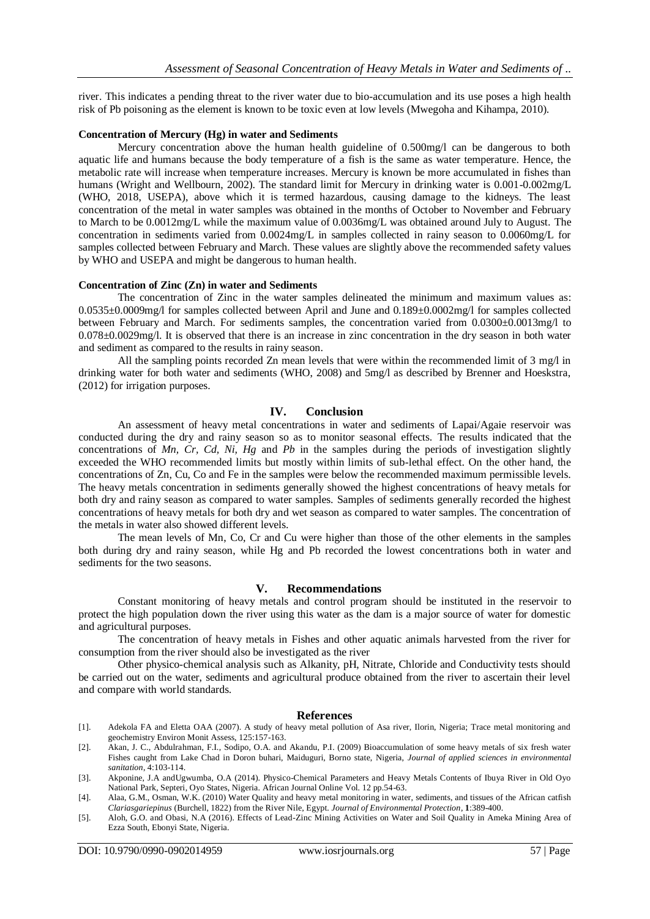river. This indicates a pending threat to the river water due to bio-accumulation and its use poses a high health risk of Pb poisoning as the element is known to be toxic even at low levels (Mwegoha and Kihampa, 2010).

**Concentration of Mercury (Hg) in water and Sediments**

Mercury concentration above the human health guideline of 0.500mg/l can be dangerous to both aquatic life and humans because the body temperature of a fish is the same as water temperature. Hence, the metabolic rate will increase when temperature increases. Mercury is known be more accumulated in fishes than humans (Wright and Wellbourn, 2002). The standard limit for Mercury in drinking water is 0.001-0.002mg/L (WHO, 2018, USEPA), above which it is termed hazardous, causing damage to the kidneys. The least concentration of the metal in water samples was obtained in the months of October to November and February to March to be 0.0012mg/L while the maximum value of 0.0036mg/L was obtained around July to August. The concentration in sediments varied from 0.0024mg/L in samples collected in rainy season to 0.0060mg/L for samples collected between February and March. These values are slightly above the recommended safety values by WHO and USEPA and might be dangerous to human health.

**Concentration of Zinc (Zn) in water and Sediments**

The concentration of Zinc in the water samples delineated the minimum and maximum values as: 0.0535±0.0009mg/l for samples collected between April and June and 0.189±0.0002mg/l for samples collected between February and March. For sediments samples, the concentration varied from 0.0300±0.0013mg/l to 0.078±0.0029mg/l. It is observed that there is an increase in zinc concentration in the dry season in both water and sediment as compared to the results in rainy season.

All the sampling points recorded Zn mean levels that were within the recommended limit of 3 mg/l in drinking water for both water and sediments (WHO, 2008) and 5mg/l as described by Brenner and Hoeskstra, (2012) for irrigation purposes.

## IV. Conclusion

An assessment of heavy metal concentrations in water and sediments of Lapai/Agaie reservoir was conducted during the dry and rainy season so as to monitor seasonal effects. The results indicated that the concentrations of *Mn, Cr, Cd, Ni, Hg* and *Pb* in the samples during the periods of investigation slightly exceeded the WHO recommended limits but mostly within limits of sub-lethal effect. On the other hand, the concentrations of Zn, Cu, Co and Fe in the samples were below the recommended maximum permissible levels. The heavy metals concentration in sediments generally showed the highest concentrations of heavy metals for both dry and rainy season as compared to water samples. Samples of sediments generally recorded the highest concentrations of heavy metals for both dry and wet season as compared to water samples. The concentration of the metals in water also showed different levels.

The mean levels of Mn, Co, Cr and Cu were higher than those of the other elements in the samples both during dry and rainy season, while Hg and Pb recorded the lowest concentrations both in water and sediments for the two seasons.

## V. Recommendations

Constant monitoring of heavy metals and control program should be instituted in the reservoir to protect the high population down the river using this water as the dam is a major source of water for domestic and agricultural purposes.

The concentration of heavy metals in Fishes and other aquatic animals harvested from the river for consumption from the river should also be investigated as the river

Other physico-chemical analysis such as Alkanity, pH, Nitrate, Chloride and Conductivity tests should be carried out on the water, sediments and agricultural produce obtained from the river to ascertain their level and compare with world standards.

## References

[1]. Adekola FA and Eletta OAA (2007). A study of heavy metal pollution of Asa river, Ilorin, Nigeria; Trace metal monitoring and geochemistry Environ Monit Assess, 125:157-163.

[2]. Akan, J. C., Abdulrahman, F.I., Sodipo, O.A. and Akandu, P.I. (2009) Bioaccumulation of some heavy metals of six fresh water Fishes caught from Lake Chad in Doron buhari, Maiduguri, Borno state, Nigeria, *Journal of applied sciences in environmental sanitation*, 4:103-114.

[3]. Akponine, J.A andUgwumba, O.A (2014). Physico-Chemical Parameters and Heavy Metals Contents of Ibuya River in Old Oyo National Park, Septeri, Oyo States, Nigeria. African Journal Online Vol. 12 pp.54-63.

[4]. Alaa, G.M., Osman, W.K. (2010) Water Quality and heavy metal monitoring in water, sediments, and tissues of the African catfish *Clariasgariepinus* (Burchell, 1822) from the River Nile, Egypt. *Journal of Environmental Protection*, **1**:389-400.

[5]. Aloh, G.O. and Obasi, N.A (2016). Effects of Lead-Zinc Mining Activities on Water and Soil Quality in Ameka Mining Area of Ezza South, Ebonyi State, Nigeria.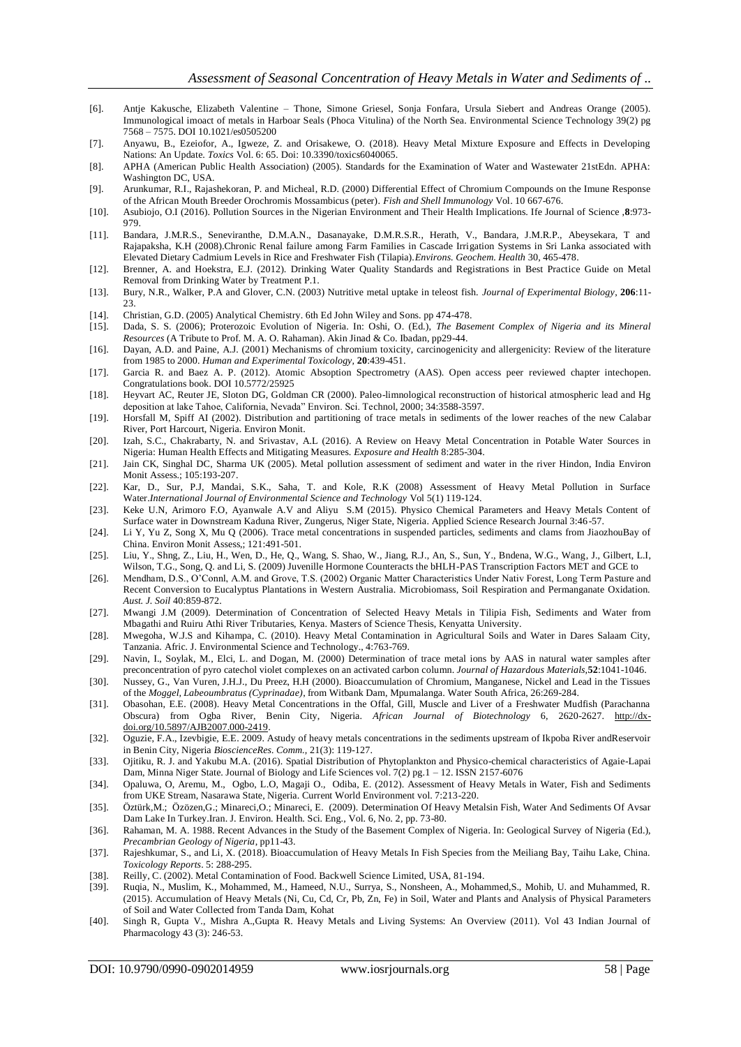[6]. Antje Kakusche, Elizabeth Valentine – Thone, Simone Griesel, Sonja Fonfara, Ursula Siebert and Andreas Orange (2005). Immunological imoact of metals in Harboar Seals (Phoca Vitulina) of the North Sea. Environmental Science Technology 39(2) pg 7568 – 7575. DOI 10.1021/es0505200

[7]. Anyawu, B., Ezeiofor, A., Igweze, Z. and Orisakewe, O. (2018). Heavy Metal Mixture Exposure and Effects in Developing Nations: An Update. *Toxics* Vol. 6: 65. Doi: 10.3390/toxics6040065.

[8]. APHA (American Public Health Association) (2005). Standards for the Examination of Water and Wastewater 21stEdn. APHA: Washington DC, USA.

[9]. Arunkumar, R.I., Rajashekoran, P. and Micheal, R.D. (2000) Differential Effect of Chromium Compounds on the Imune Response of the African Mouth Breeder Orochromis Mossambicus (peter). *Fish and Shell Immunology* Vol. 10 667-676.

[10]. Asubiojo, O.I (2016). Pollution Sources in the Nigerian Environment and Their Health Implications. Ife Journal of Science ,**8**:973-979.

[11]. Bandara, J.M.R.S., Seneviranthe, D.M.A.N., Dasanayake, D.M.R.S.R., Herath, V., Bandara, J.M.R.P., Abeysekara, T and Rajapaksha, K.H (2008).Chronic Renal failure among Farm Families in Cascade Irrigation Systems in Sri Lanka associated with Elevated Dietary Cadmium Levels in Rice and Freshwater Fish (Tilapia).*Environs. Geochem. Health* 30, 465-478.

[12]. Brenner, A. and Hoekstra, E.J. (2012). Drinking Water Quality Standards and Registrations in Best Practice Guide on Metal Removal from Drinking Water by Treatment P.1.

[13]. Bury, N.R., Walker, P.A and Glover, C.N. (2003) Nutritive metal uptake in teleost fish. *Journal of Experimental Biology*, **206**:11-23.

[14]. Christian, G.D. (2005) Analytical Chemistry. 6th Ed John Wiley and Sons. pp 474-478.

[15]. Dada, S. S. (2006); Proterozoic Evolution of Nigeria. In: Oshi, O. (Ed.), *The Basement Complex of Nigeria and its Mineral Resources* (A Tribute to Prof. M. A. O. Rahaman). Akin Jinad & Co. Ibadan, pp29-44.

[16]. Dayan, A.D. and Paine, A.J. (2001) Mechanisms of chromium toxicity, carcinogenicity and allergenicity: Review of the literature from 1985 to 2000. *Human and Experimental Toxicology*, **20**:439-451.

[17]. Garcia R. and Baez A. P. (2012). Atomic Absoption Spectrometry (AAS). Open access peer reviewed chapter intechopen. Congratulations book. DOI 10.5772/25925

[18]. Heyvart AC, Reuter JE, Sloton DG, Goldman CR (2000). Paleo-limnological reconstruction of historical atmospheric lead and Hg deposition at lake Tahoe, California, Nevada" Environ. Sci. Technol, 2000; 34:3588-3597.

[19]. Horsfall M, Spiff AI (2002). Distribution and partitioning of trace metals in sediments of the lower reaches of the new Calabar River, Port Harcourt, Nigeria. Environ Monit.

[20]. Izah, S.C., Chakrabarty, N. and Srivastav, A.L (2016). A Review on Heavy Metal Concentration in Potable Water Sources in Nigeria: Human Health Effects and Mitigating Measures. *Exposure and Health* 8:285-304.

[21]. Jain CK, Singhal DC, Sharma UK (2005). Metal pollution assessment of sediment and water in the river Hindon, India Environ Monit Assess.; 105:193-207.

[22]. Kar, D., Sur, P.J, Mandai, S.K., Saha, T. and Kole, R.K (2008) Assessment of Heavy Metal Pollution in Surface Water.*International Journal of Environmental Science and Technology* Vol 5(1) 119-124.

[23]. Keke U.N, Arimoro F.O, Ayanwale A.V and Aliyu S.M (2015). Physico Chemical Parameters and Heavy Metals Content of Surface water in Downstream Kaduna River, Zungerus, Niger State, Nigeria. Applied Science Research Journal 3:46-57.

[24]. Li Y, Yu Z, Song X, Mu Q (2006). Trace metal concentrations in suspended particles, sediments and clams from JiaozhouBay of China. Environ Monit Assess,; 121:491-501.

[25]. Liu, Y., Shng, Z., Liu, H., Wen, D., He, Q., Wang, S. Shao, W., Jiang, R.J., An, S., Sun, Y., Bndena, W.G., Wang, J., Gilbert, L.I, Wilson, T.G., Song, Q. and Li, S. (2009) Juvenile Hormone Counteracts the bHLH-PAS Transcription Factors MET and GCE to

[26]. Mendham, D.S., O'Connl, A.M. and Grove, T.S. (2002) Organic Matter Characteristics Under Nativ Forest, Long Term Pasture and Recent Conversion to Eucalyptus Plantations in Western Australia. Microbiomass, Soil Respiration and Permanganate Oxidation. *Aust. J. Soil* 40:859-872.

[27]. Mwangi J.M (2009). Determination of Concentration of Selected Heavy Metals in Tilipia Fish, Sediments and Water from Mbagathi and Ruiru Athi River Tributaries, Kenya. Masters of Science Thesis, Kenyatta University.

[28]. Mwegoha, W.J.S and Kihampa, C. (2010). Heavy Metal Contamination in Agricultural Soils and Water in Dares Salaam City, Tanzania. Afric. J. Environmental Science and Technology., 4:763-769.

[29]. Navin, I., Soylak, M., Elci, L. and Dogan, M. (2000) Determination of trace metal ions by AAS in natural water samples after preconcentration of pyro catechol violet complexes on an activated carbon column. *Journal of Hazardous Materials*,**52**:1041-1046.

[30]. Nussey, G., Van Vuren, J.H.J., Du Preez, H.H (2000). Bioaccumulation of Chromium, Manganese, Nickel and Lead in the Tissues of the *Moggel, Labeoumbratus (Cyprinadae)*, from Witbank Dam, Mpumalanga. Water South Africa, 26:269-284.

[31]. Obasohan, E.E. (2008). Heavy Metal Concentrations in the Offal, Gill, Muscle and Liver of a Freshwater Mudfish (Parachanna Obscura) from Ogba River, Benin City, Nigeria. *African Journal of Biotechnology* 6, 2620-2627. http://dx-doi.org/10.5897/AJB2007.000-2419.

[32]. Oguzie, F.A., Izevbigie, E.E. 2009. Astudy of heavy metals concentrations in the sediments upstream of Ikpoba River andReservoir in Benin City, Nigeria *BioscienceRes. Comm.,* 21(3): 119-127.

[33]. Ojitiku, R. J. and Yakubu M.A. (2016). Spatial Distribution of Phytoplankton and Physico-chemical characteristics of Agaie-Lapai Dam, Minna Niger State. Journal of Biology and Life Sciences vol. 7(2) pg.1 – 12. ISSN 2157-6076

[34]. Opaluwa, O, Aremu, M., Ogbo, L.O, Magaji O., Odiba, E. (2012). Assessment of Heavy Metals in Water, Fish and Sediments from UKE Stream, Nasarawa State, Nigeria. Current World Environment vol. 7:213-220.

[35]. Öztürk,M.; Özözen,G.; Minareci,O.; Minareci, E. (2009). Determination Of Heavy Metalsin Fish, Water And Sediments Of Avsar Dam Lake In Turkey.Iran. J. Environ. Health. Sci. Eng., Vol. 6, No. 2, pp. 73-80.

[36]. Rahaman, M. A. 1988. Recent Advances in the Study of the Basement Complex of Nigeria. In: Geological Survey of Nigeria (Ed.), *Precambrian Geology of Nigeria*, pp11-43.

[37]. Rajeshkumar, S., and Li, X. (2018). Bioaccumulation of Heavy Metals In Fish Species from the Meiliang Bay, Taihu Lake, China. *Toxicology Reports*. 5: 288-295.

[38]. Reilly, C. (2002). Metal Contamination of Food. Backwell Science Limited, USA, 81-194.

[39]. Ruqia, N., Muslim, K., Mohammed, M., Hameed, N.U., Surrya, S., Nonsheen, A., Mohammed,S., Mohib, U. and Muhammed, R. (2015). Accumulation of Heavy Metals (Ni, Cu, Cd, Cr, Pb, Zn, Fe) in Soil, Water and Plants and Analysis of Physical Parameters of Soil and Water Collected from Tanda Dam, Kohat

[40]. Singh R, Gupta V., Mishra A.,Gupta R. Heavy Metals and Living Systems: An Overview (2011). Vol 43 Indian Journal of Pharmacology 43 (3): 246-53.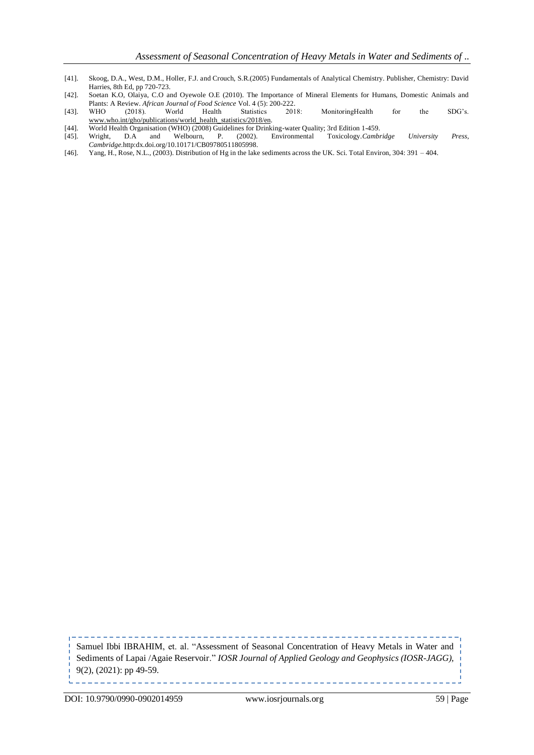[41]. Skoog, D.A., West, D.M., Holler, F.J. and Crouch, S.R.(2005) Fundamentals of Analytical Chemistry. Publisher, Chemistry: David Harries, 8th Ed, pp 720-723.

[42]. Soetan K.O, Olaiya, C.O and Oyewole O.E (2010). The Importance of Mineral Elements for Humans, Domestic Animals and Plants: A Review. *African Journal of Food Science* Vol. 4 (5): 200-222.

[43]. WHO (2018). World Health Statistics 2018: MonitoringHealth for the SDG's. www.who.int/gho/publications/world_health_statistics/2018/en.

[44]. World Health Organisation (WHO) (2008) Guidelines for Drinking-water Quality; 3rd Edition 1-459.

[45]. Wright, D.A and Welbourn, P. (2002). Environmental Toxicology.*Cambridge University Press, Cambridge.*http:dx.doi.org/10.10171/CB09780511805998.

[46]. Yang, H., Rose, N.L., (2003). Distribution of Hg in the lake sediments across the UK. Sci. Total Environ, 304: 391 – 404.

Samuel Ibbi IBRAHIM, et. al. "Assessment of Seasonal Concentration of Heavy Metals in Water and Sediments of Lapai /Agaie Reservoir." *IOSR Journal of Applied Geology and Geophysics (IOSR-JAGG)*, 9(2), (2021): pp 49-59.